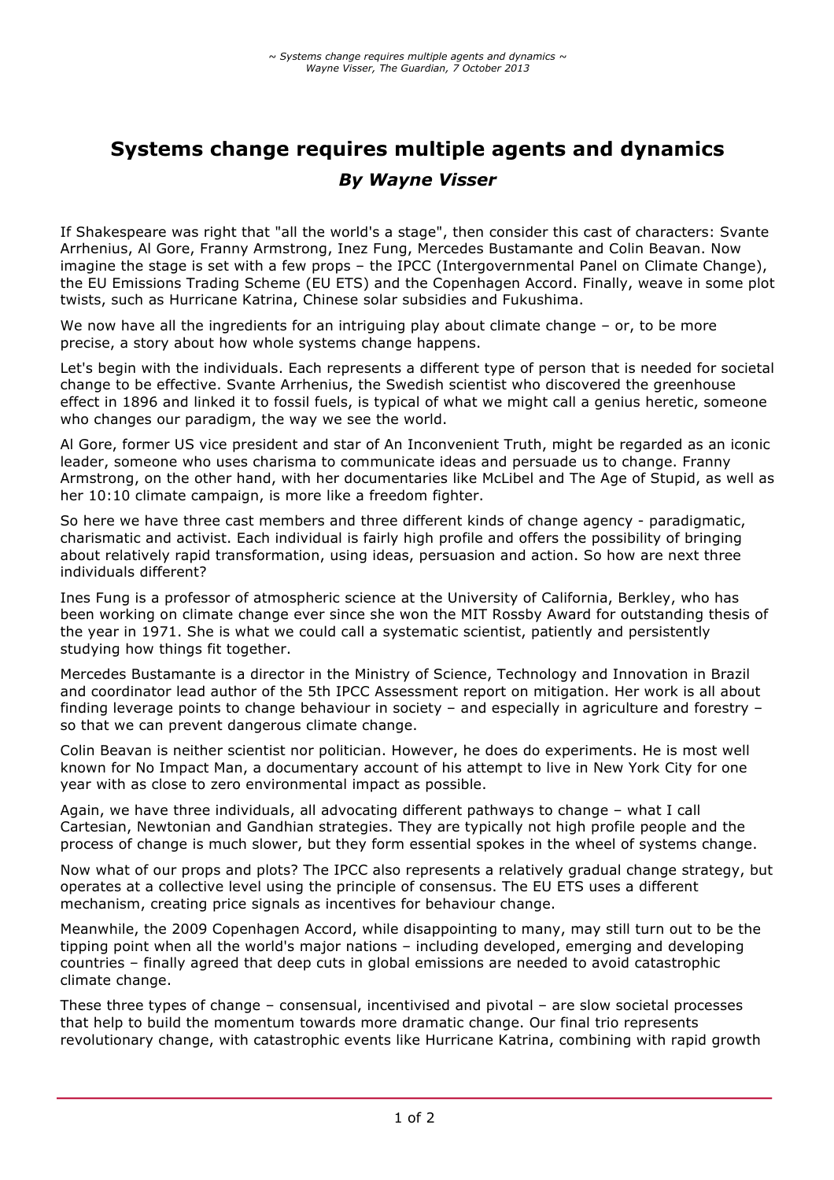# Systems change requires multiple agents and dynamics

### *By Wayne Visser*

If Shakespeare was right that "all the world's a stage", then consider this cast of characters: Svante Arrhenius, Al Gore, Franny Armstrong, Inez Fung, Mercedes Bustamante and Colin Beavan. Now imagine the stage is set with a few props – the IPCC (Intergovernmental Panel on Climate Change), the EU Emissions Trading Scheme (EU ETS) and the Copenhagen Accord. Finally, weave in some plot twists, such as Hurricane Katrina, Chinese solar subsidies and Fukushima.

We now have all the ingredients for an intriguing play about climate change – or, to be more precise, a story about how whole systems change happens.

Let's begin with the individuals. Each represents a different type of person that is needed for societal change to be effective. Svante Arrhenius, the Swedish scientist who discovered the greenhouse effect in 1896 and linked it to fossil fuels, is typical of what we might call a genius heretic, someone who changes our paradigm, the way we see the world.

Al Gore, former US vice president and star of An Inconvenient Truth, might be regarded as an iconic leader, someone who uses charisma to communicate ideas and persuade us to change. Franny Armstrong, on the other hand, with her documentaries like McLibel and The Age of Stupid, as well as her 10:10 climate campaign, is more like a freedom fighter.

So here we have three cast members and three different kinds of change agency - paradigmatic, charismatic and activist. Each individual is fairly high profile and offers the possibility of bringing about relatively rapid transformation, using ideas, persuasion and action. So how are next three individuals different?

Ines Fung is a professor of atmospheric science at the University of California, Berkley, who has been working on climate change ever since she won the MIT Rossby Award for outstanding thesis of the year in 1971. She is what we could call a systematic scientist, patiently and persistently studying how things fit together.

Mercedes Bustamante is a director in the Ministry of Science, Technology and Innovation in Brazil and coordinator lead author of the 5th IPCC Assessment report on mitigation. Her work is all about finding leverage points to change behaviour in society – and especially in agriculture and forestry – so that we can prevent dangerous climate change.

Colin Beavan is neither scientist nor politician. However, he does do experiments. He is most well known for No Impact Man, a documentary account of his attempt to live in New York City for one year with as close to zero environmental impact as possible.

Again, we have three individuals, all advocating different pathways to change – what I call Cartesian, Newtonian and Gandhian strategies. They are typically not high profile people and the process of change is much slower, but they form essential spokes in the wheel of systems change.

Now what of our props and plots? The IPCC also represents a relatively gradual change strategy, but operates at a collective level using the principle of consensus. The EU ETS uses a different mechanism, creating price signals as incentives for behaviour change.

Meanwhile, the 2009 Copenhagen Accord, while disappointing to many, may still turn out to be the tipping point when all the world's major nations – including developed, emerging and developing countries – finally agreed that deep cuts in global emissions are needed to avoid catastrophic climate change.

These three types of change – consensual, incentivised and pivotal – are slow societal processes that help to build the momentum towards more dramatic change. Our final trio represents revolutionary change, with catastrophic events like Hurricane Katrina, combining with rapid growth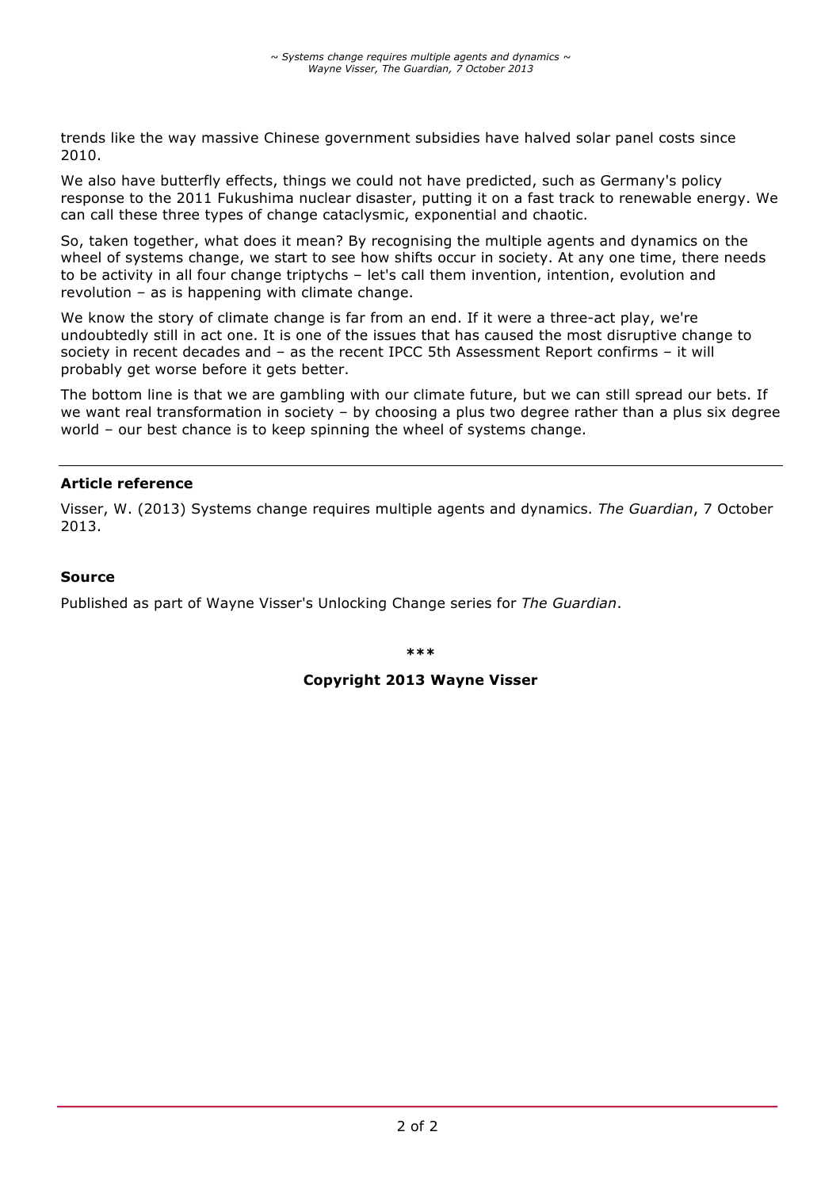trends like the way massive Chinese government subsidies have halved solar panel costs since 2010.

We also have butterfly effects, things we could not have predicted, such as Germany's policy response to the 2011 Fukushima nuclear disaster, putting it on a fast track to renewable energy. We can call these three types of change cataclysmic, exponential and chaotic.

So, taken together, what does it mean? By recognising the multiple agents and dynamics on the wheel of systems change, we start to see how shifts occur in society. At any one time, there needs to be activity in all four change triptychs – let's call them invention, intention, evolution and revolution – as is happening with climate change.

We know the story of climate change is far from an end. If it were a three-act play, we're undoubtedly still in act one. It is one of the issues that has caused the most disruptive change to society in recent decades and – as the recent IPCC 5th Assessment Report confirms – it will probably get worse before it gets better.

The bottom line is that we are gambling with our climate future, but we can still spread our bets. If we want real transformation in society – by choosing a plus two degree rather than a plus six degree world – our best chance is to keep spinning the wheel of systems change.

---

**Article reference**

Visser, W. (2013) Systems change requires multiple agents and dynamics. *The Guardian*, 7 October 2013.

**Source**

Published as part of Wayne Visser's Unlocking Change series for *The Guardian*.

***

**Copyright 2013 Wayne Visser**